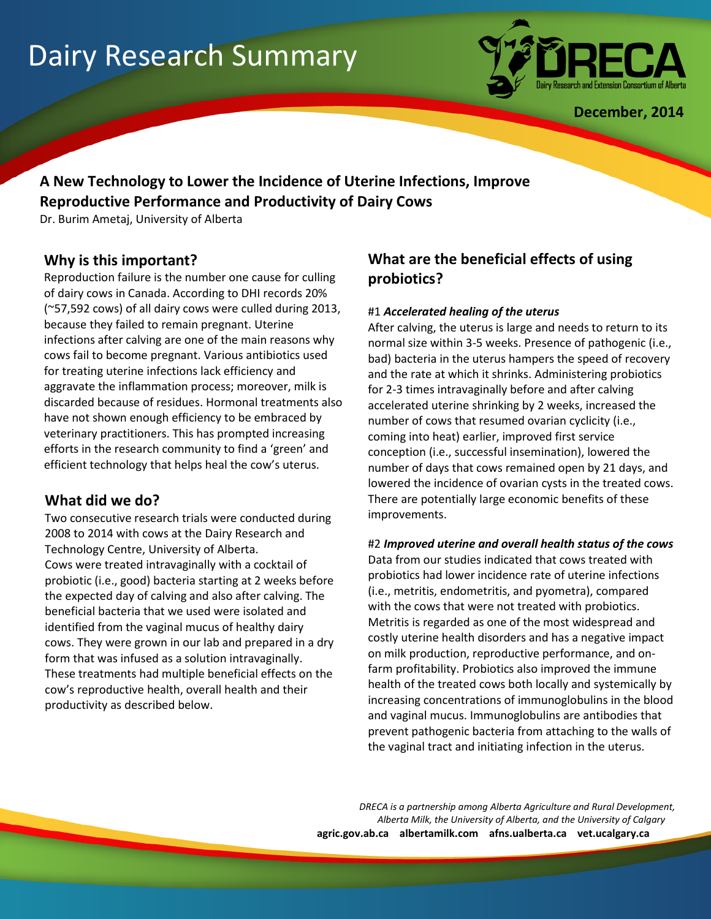# Dairy Research Summary

DRECA
Dairy Research and Extension Consortium of Alberta

**December, 2014**

## A New Technology to Lower the Incidence of Uterine Infections, Improve Reproductive Performance and Productivity of Dairy Cows

Dr. Burim Ametaj, University of Alberta

### Why is this important?

Reproduction failure is the number one cause for culling of dairy cows in Canada. According to DHI records 20% (~57,592 cows) of all dairy cows were culled during 2013, because they failed to remain pregnant. Uterine infections after calving are one of the main reasons why cows fail to become pregnant. Various antibiotics used for treating uterine infections lack efficiency and aggravate the inflammation process; moreover, milk is discarded because of residues. Hormonal treatments also have not shown enough efficiency to be embraced by veterinary practitioners. This has prompted increasing efforts in the research community to find a 'green' and efficient technology that helps heal the cow's uterus.

### What did we do?

Two consecutive research trials were conducted during 2008 to 2014 with cows at the Dairy Research and Technology Centre, University of Alberta.

Cows were treated intravaginally with a cocktail of probiotic (i.e., good) bacteria starting at 2 weeks before the expected day of calving and also after calving. The beneficial bacteria that we used were isolated and identified from the vaginal mucus of healthy dairy cows. They were grown in our lab and prepared in a dry form that was infused as a solution intravaginally. These treatments had multiple beneficial effects on the cow's reproductive health, overall health and their productivity as described below.

### What are the beneficial effects of using probiotics?

#1 ***Accelerated healing of the uterus***

After calving, the uterus is large and needs to return to its normal size within 3-5 weeks. Presence of pathogenic (i.e., bad) bacteria in the uterus hampers the speed of recovery and the rate at which it shrinks. Administering probiotics for 2-3 times intravaginally before and after calving accelerated uterine shrinking by 2 weeks, increased the number of cows that resumed ovarian cyclicity (i.e., coming into heat) earlier, improved first service conception (i.e., successful insemination), lowered the number of days that cows remained open by 21 days, and lowered the incidence of ovarian cysts in the treated cows. There are potentially large economic benefits of these improvements.

#2 ***Improved uterine and overall health status of the cows***

Data from our studies indicated that cows treated with probiotics had lower incidence rate of uterine infections (i.e., metritis, endometritis, and pyometra), compared with the cows that were not treated with probiotics. Metritis is regarded as one of the most widespread and costly uterine health disorders and has a negative impact on milk production, reproductive performance, and on-farm profitability. Probiotics also improved the immune health of the treated cows both locally and systemically by increasing concentrations of immunoglobulins in the blood and vaginal mucus. Immunoglobulins are antibodies that prevent pathogenic bacteria from attaching to the walls of the vaginal tract and initiating infection in the uterus.

*DRECA is a partnership among Alberta Agriculture and Rural Development, Alberta Milk, the University of Alberta, and the University of Calgary*

**agric.gov.ab.ca albertamilk.com afns.ualberta.ca vet.ucalgary.ca**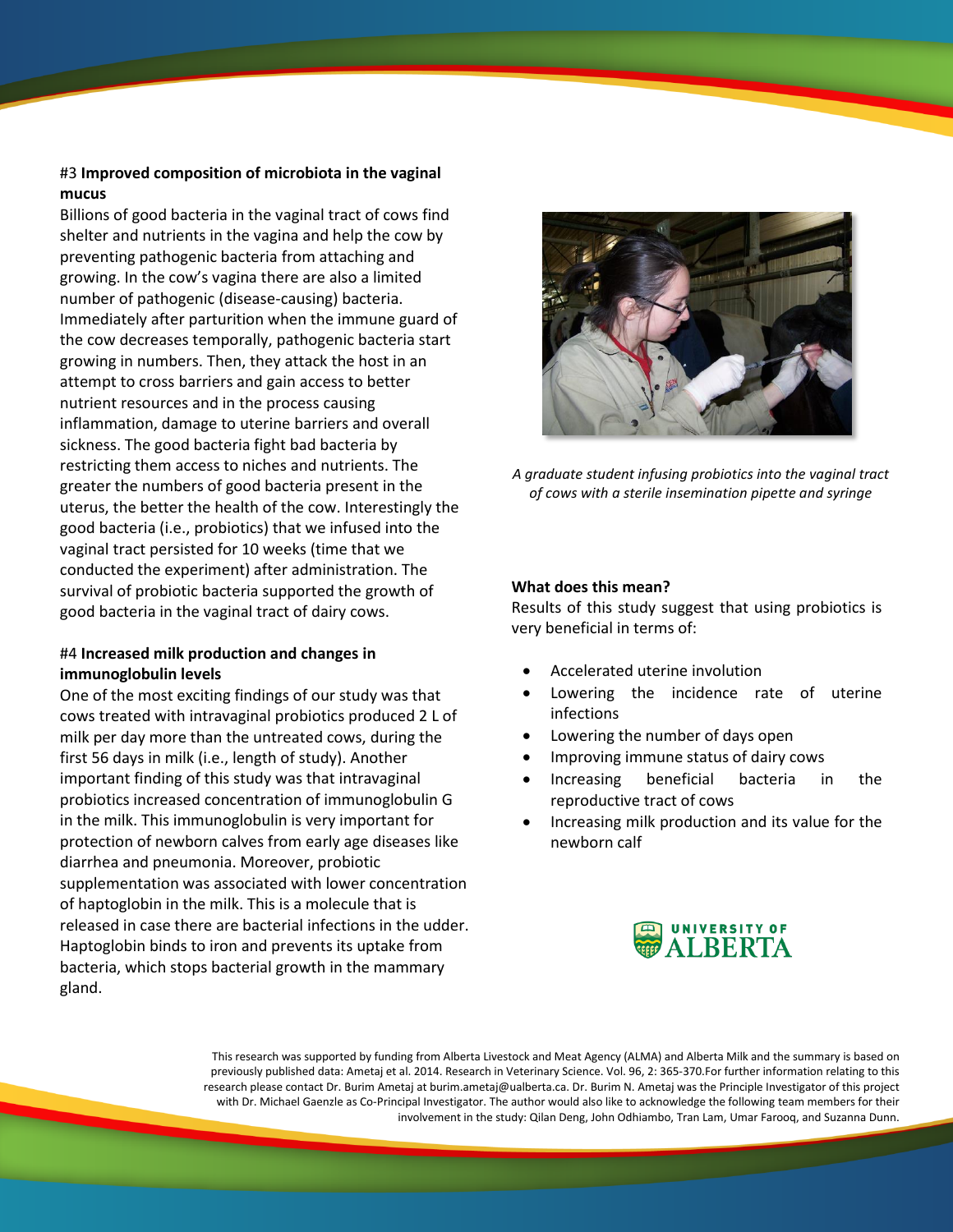#3 **Improved composition of microbiota in the vaginal mucus**

Billions of good bacteria in the vaginal tract of cows find shelter and nutrients in the vagina and help the cow by preventing pathogenic bacteria from attaching and growing. In the cow's vagina there are also a limited number of pathogenic (disease-causing) bacteria. Immediately after parturition when the immune guard of the cow decreases temporally, pathogenic bacteria start growing in numbers. Then, they attack the host in an attempt to cross barriers and gain access to better nutrient resources and in the process causing inflammation, damage to uterine barriers and overall sickness. The good bacteria fight bad bacteria by restricting them access to niches and nutrients. The greater the numbers of good bacteria present in the uterus, the better the health of the cow. Interestingly the good bacteria (i.e., probiotics) that we infused into the vaginal tract persisted for 10 weeks (time that we conducted the experiment) after administration. The survival of probiotic bacteria supported the growth of good bacteria in the vaginal tract of dairy cows.

#4 **Increased milk production and changes in immunoglobulin levels**

One of the most exciting findings of our study was that cows treated with intravaginal probiotics produced 2 L of milk per day more than the untreated cows, during the first 56 days in milk (i.e., length of study). Another important finding of this study was that intravaginal probiotics increased concentration of immunoglobulin G in the milk. This immunoglobulin is very important for protection of newborn calves from early age diseases like diarrhea and pneumonia. Moreover, probiotic supplementation was associated with lower concentration of haptoglobin in the milk. This is a molecule that is released in case there are bacterial infections in the udder. Haptoglobin binds to iron and prevents its uptake from bacteria, which stops bacterial growth in the mammary gland.

*A graduate student infusing probiotics into the vaginal tract of cows with a sterile insemination pipette and syringe*

**What does this mean?**

Results of this study suggest that using probiotics is very beneficial in terms of:

- Accelerated uterine involution
- Lowering the incidence rate of uterine infections
- Lowering the number of days open
- Improving immune status of dairy cows
- Increasing beneficial bacteria in the reproductive tract of cows
- Increasing milk production and its value for the newborn calf

UNIVERSITY OF ALBERTA

This research was supported by funding from Alberta Livestock and Meat Agency (ALMA) and Alberta Milk and the summary is based on previously published data: Ametaj et al. 2014. Research in Veterinary Science. Vol. 96, 2: 365-370.For further information relating to this research please contact Dr. Burim Ametaj at burim.ametaj@ualberta.ca. Dr. Burim N. Ametaj was the Principle Investigator of this project with Dr. Michael Gaenzle as Co-Principal Investigator. The author would also like to acknowledge the following team members for their involvement in the study: Qilan Deng, John Odhiambo, Tran Lam, Umar Farooq, and Suzanna Dunn.